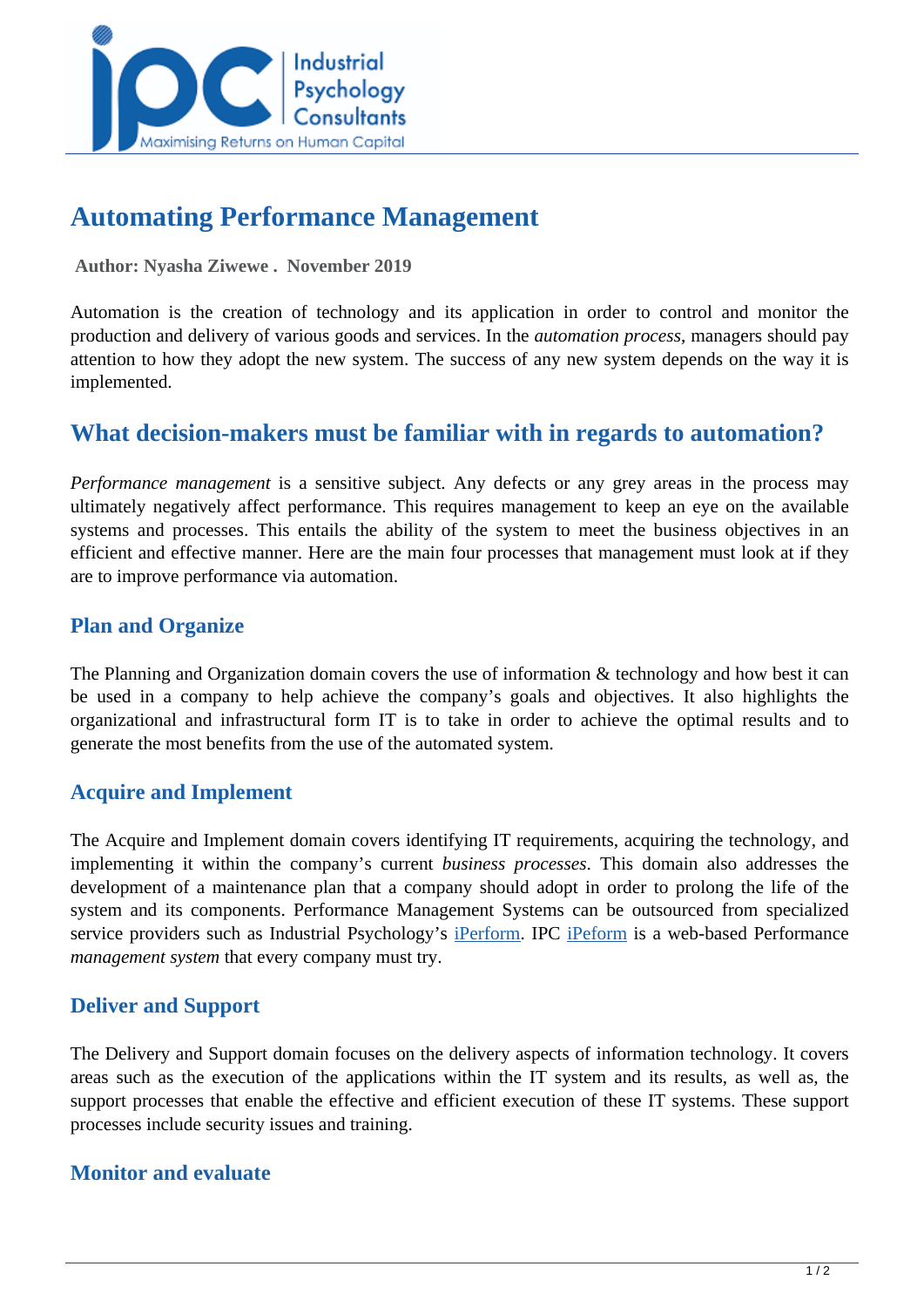# Automating Performance Management

**Author: Nyasha Ziwewe . November 2019**

Automation is the creation of technology and its application in order to control and monitor the production and delivery of various goods and services. In the *automation process*, managers should pay attention to how they adopt the new system. The success of any new system depends on the way it is implemented.

## What decision-makers must be familiar with in regards to automation?

*Performance management* is a sensitive subject. Any defects or any grey areas in the process may ultimately negatively affect performance. This requires management to keep an eye on the available systems and processes. This entails the ability of the system to meet the business objectives in an efficient and effective manner. Here are the main four processes that management must look at if they are to improve performance via automation.

### Plan and Organize

The Planning and Organization domain covers the use of information & technology and how best it can be used in a company to help achieve the company's goals and objectives. It also highlights the organizational and infrastructural form IT is to take in order to achieve the optimal results and to generate the most benefits from the use of the automated system.

### Acquire and Implement

The Acquire and Implement domain covers identifying IT requirements, acquiring the technology, and implementing it within the company's current *business processes*. This domain also addresses the development of a maintenance plan that a company should adopt in order to prolong the life of the system and its components. Performance Management Systems can be outsourced from specialized service providers such as Industrial Psychology's iPerform. IPC iPeform is a web-based Performance *management system* that every company must try.

### Deliver and Support

The Delivery and Support domain focuses on the delivery aspects of information technology. It covers areas such as the execution of the applications within the IT system and its results, as well as, the support processes that enable the effective and efficient execution of these IT systems. These support processes include security issues and training.

### Monitor and evaluate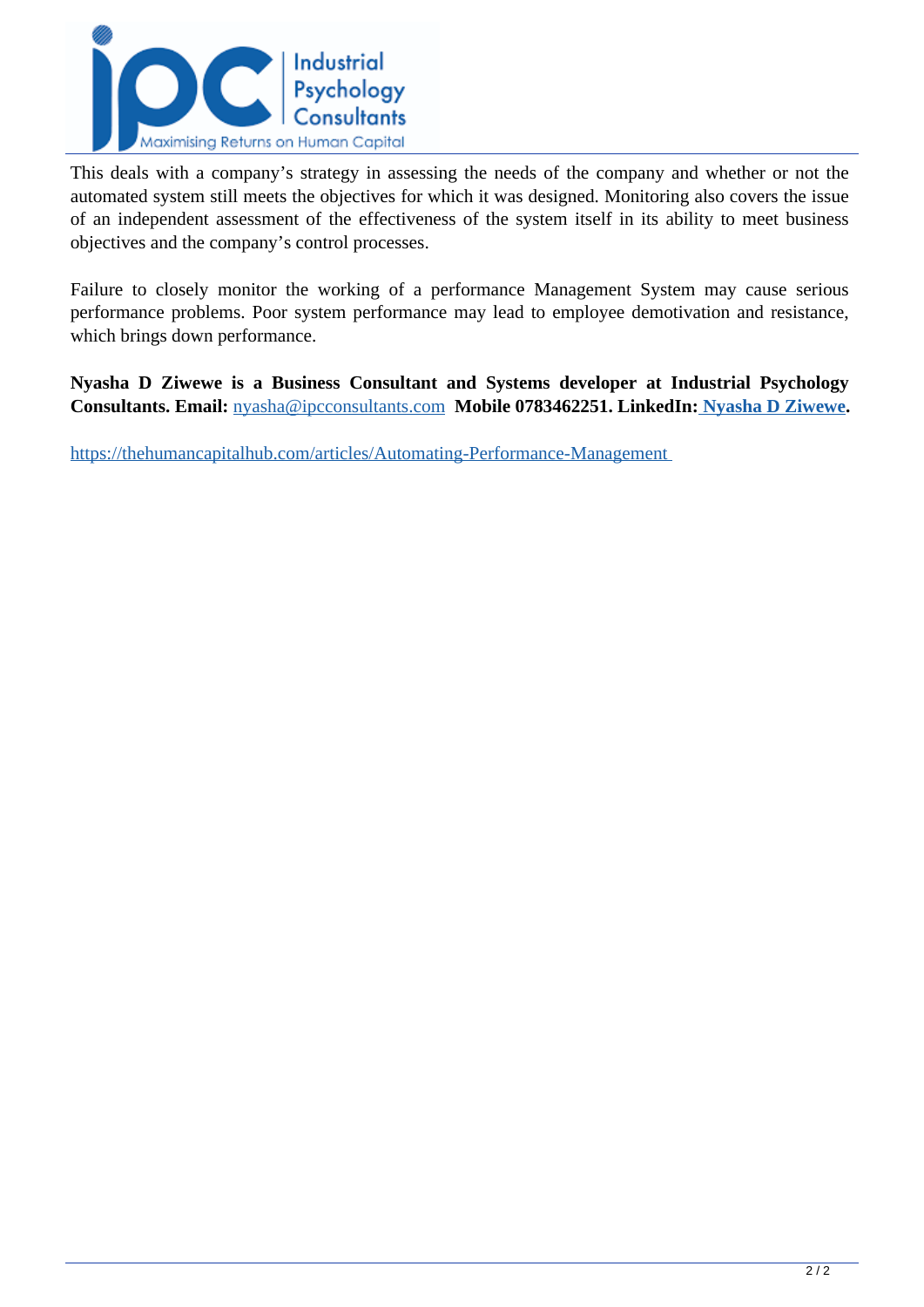This deals with a company's strategy in assessing the needs of the company and whether or not the automated system still meets the objectives for which it was designed. Monitoring also covers the issue of an independent assessment of the effectiveness of the system itself in its ability to meet business objectives and the company's control processes.

Failure to closely monitor the working of a performance Management System may cause serious performance problems. Poor system performance may lead to employee demotivation and resistance, which brings down performance.

**Nyasha D Ziwewe is a Business Consultant and Systems developer at Industrial Psychology Consultants. Email:** nyasha@ipcconsultants.com **Mobile 0783462251. LinkedIn: Nyasha D Ziwewe.**

https://thehumancapitalhub.com/articles/Automating-Performance-Management